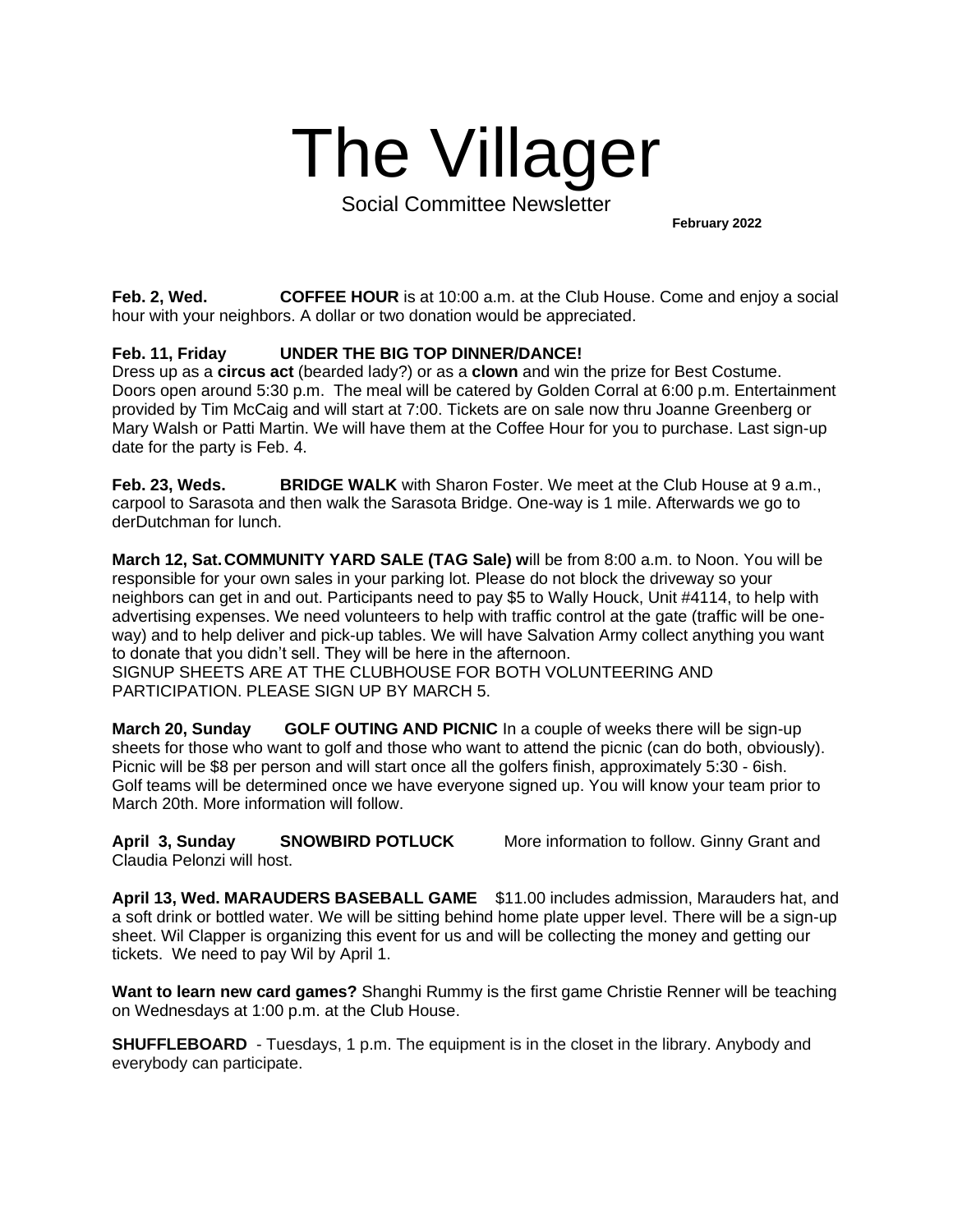# The Villager

Social Committee Newsletter

**February 2022**

**Feb. 2, Wed.** **COFFEE HOUR** is at 10:00 a.m. at the Club House. Come and enjoy a social hour with your neighbors. A dollar or two donation would be appreciated.

**Feb. 11, Friday** **UNDER THE BIG TOP DINNER/DANCE!**
Dress up as a **circus act** (bearded lady?) or as a **clown** and win the prize for Best Costume. Doors open around 5:30 p.m. The meal will be catered by Golden Corral at 6:00 p.m. Entertainment provided by Tim McCaig and will start at 7:00. Tickets are on sale now thru Joanne Greenberg or Mary Walsh or Patti Martin. We will have them at the Coffee Hour for you to purchase. Last sign-up date for the party is Feb. 4.

**Feb. 23, Weds.** **BRIDGE WALK** with Sharon Foster. We meet at the Club House at 9 a.m., carpool to Sarasota and then walk the Sarasota Bridge. One-way is 1 mile. Afterwards we go to derDutchman for lunch.

**March 12, Sat.** **COMMUNITY YARD SALE (TAG Sale) w**ill be from 8:00 a.m. to Noon. You will be responsible for your own sales in your parking lot. Please do not block the driveway so your neighbors can get in and out. Participants need to pay $5 to Wally Houck, Unit #4114, to help with advertising expenses. We need volunteers to help with traffic control at the gate (traffic will be one-way) and to help deliver and pick-up tables. We will have Salvation Army collect anything you want to donate that you didn't sell. They will be here in the afternoon.
SIGNUP SHEETS ARE AT THE CLUBHOUSE FOR BOTH VOLUNTEERING AND PARTICIPATION. PLEASE SIGN UP BY MARCH 5.

**March 20, Sunday** **GOLF OUTING AND PICNIC** In a couple of weeks there will be sign-up sheets for those who want to golf and those who want to attend the picnic (can do both, obviously). Picnic will be $8 per person and will start once all the golfers finish, approximately 5:30 - 6ish. Golf teams will be determined once we have everyone signed up. You will know your team prior to March 20th. More information will follow.

**April 3, Sunday** **SNOWBIRD POTLUCK** More information to follow. Ginny Grant and Claudia Pelonzi will host.

**April 13, Wed.** **MARAUDERS BASEBALL GAME** $11.00 includes admission, Marauders hat, and a soft drink or bottled water. We will be sitting behind home plate upper level. There will be a sign-up sheet. Wil Clapper is organizing this event for us and will be collecting the money and getting our tickets. We need to pay Wil by April 1.

**Want to learn new card games?** Shanghi Rummy is the first game Christie Renner will be teaching on Wednesdays at 1:00 p.m. at the Club House.

**SHUFFLEBOARD** - Tuesdays, 1 p.m. The equipment is in the closet in the library. Anybody and everybody can participate.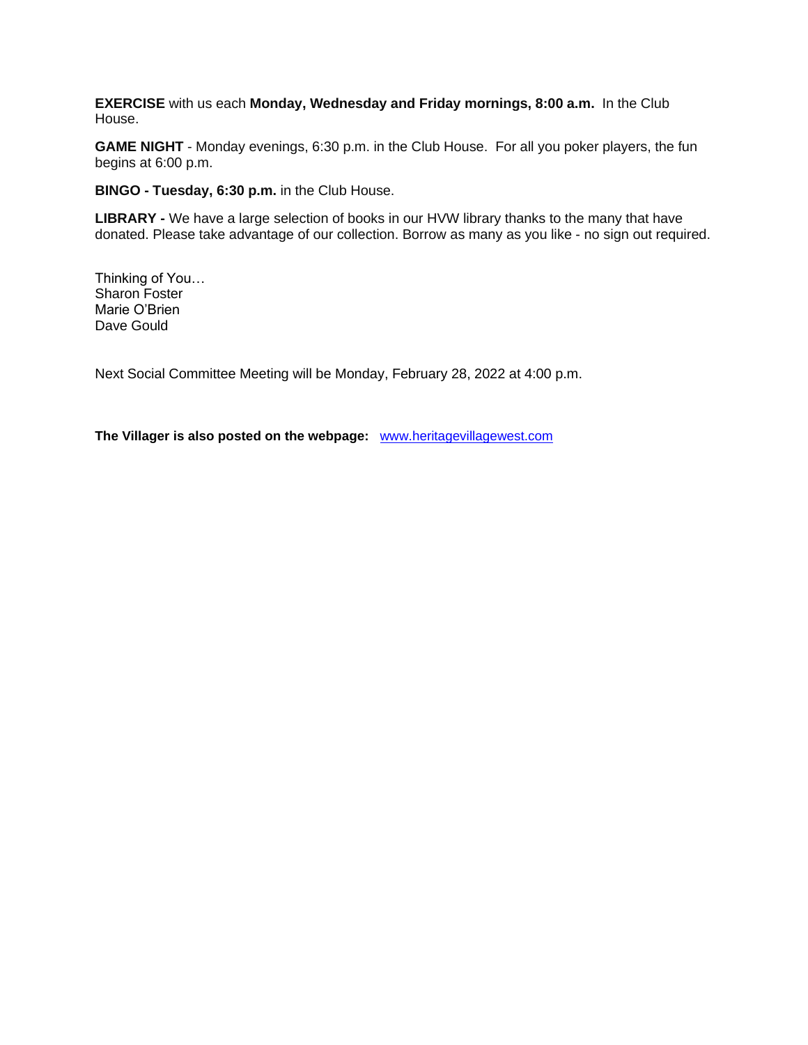**EXERCISE** with us each **Monday, Wednesday and Friday mornings, 8:00 a.m.** In the Club House.

**GAME NIGHT** - Monday evenings, 6:30 p.m. in the Club House. For all you poker players, the fun begins at 6:00 p.m.

**BINGO - Tuesday, 6:30 p.m.** in the Club House.

**LIBRARY -** We have a large selection of books in our HVW library thanks to the many that have donated. Please take advantage of our collection. Borrow as many as you like - no sign out required.

Thinking of You…
Sharon Foster
Marie O'Brien
Dave Gould

Next Social Committee Meeting will be Monday, February 28, 2022 at 4:00 p.m.

**The Villager is also posted on the webpage:** www.heritagevillagewest.com